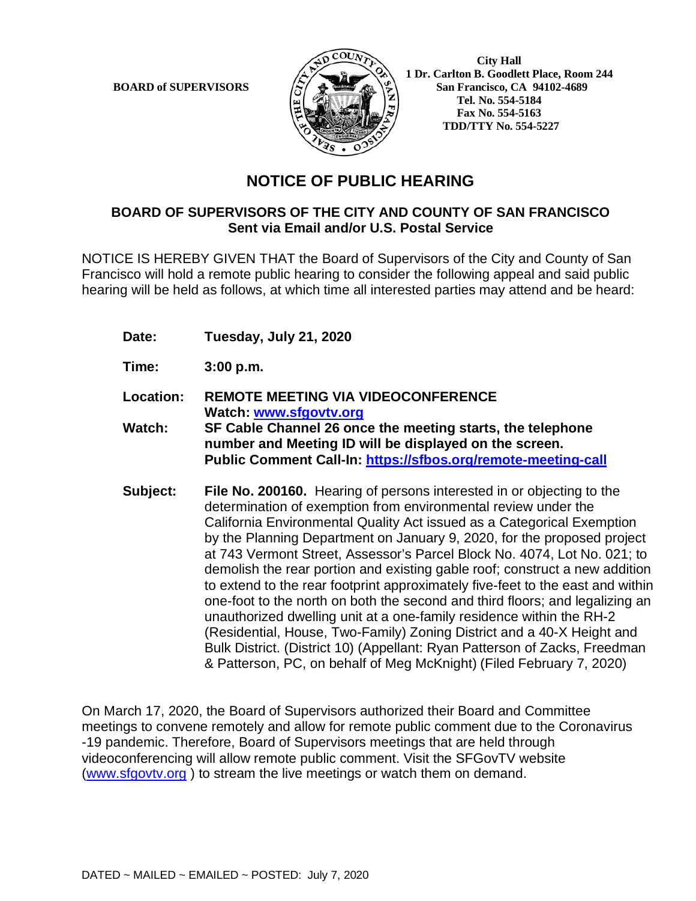**BOARD of SUPERVISORS**

City Hall
1 Dr. Carlton B. Goodlett Place, Room 244
San Francisco, CA 94102-4689
Tel. No. 554-5184
Fax No. 554-5163
TDD/TTY No. 554-5227

# NOTICE OF PUBLIC HEARING

## BOARD OF SUPERVISORS OF THE CITY AND COUNTY OF SAN FRANCISCO
**Sent via Email and/or U.S. Postal Service**

NOTICE IS HEREBY GIVEN THAT the Board of Supervisors of the City and County of San Francisco will hold a remote public hearing to consider the following appeal and said public hearing will be held as follows, at which time all interested parties may attend and be heard:

**Date:** **Tuesday, July 21, 2020**

**Time:** **3:00 p.m.**

**Location:** **REMOTE MEETING VIA VIDEOCONFERENCE**
**Watch: [www.sfgovtv.org](www.sfgovtv.org)**

**Watch:** **SF Cable Channel 26 once the meeting starts, the telephone number and Meeting ID will be displayed on the screen.**
**Public Comment Call-In: [https://sfbos.org/remote-meeting-call](https://sfbos.org/remote-meeting-call)**

**Subject:** **File No. 200160.** Hearing of persons interested in or objecting to the determination of exemption from environmental review under the California Environmental Quality Act issued as a Categorical Exemption by the Planning Department on January 9, 2020, for the proposed project at 743 Vermont Street, Assessor's Parcel Block No. 4074, Lot No. 021; to demolish the rear portion and existing gable roof; construct a new addition to extend to the rear footprint approximately five-feet to the east and within one-foot to the north on both the second and third floors; and legalizing an unauthorized dwelling unit at a one-family residence within the RH-2 (Residential, House, Two-Family) Zoning District and a 40-X Height and Bulk District. (District 10) (Appellant: Ryan Patterson of Zacks, Freedman & Patterson, PC, on behalf of Meg McKnight) (Filed February 7, 2020)

On March 17, 2020, the Board of Supervisors authorized their Board and Committee meetings to convene remotely and allow for remote public comment due to the Coronavirus -19 pandemic. Therefore, Board of Supervisors meetings that are held through videoconferencing will allow remote public comment. Visit the SFGovTV website ([www.sfgovtv.org](www.sfgovtv.org) ) to stream the live meetings or watch them on demand.

DATED ~ MAILED ~ EMAILED ~ POSTED: July 7, 2020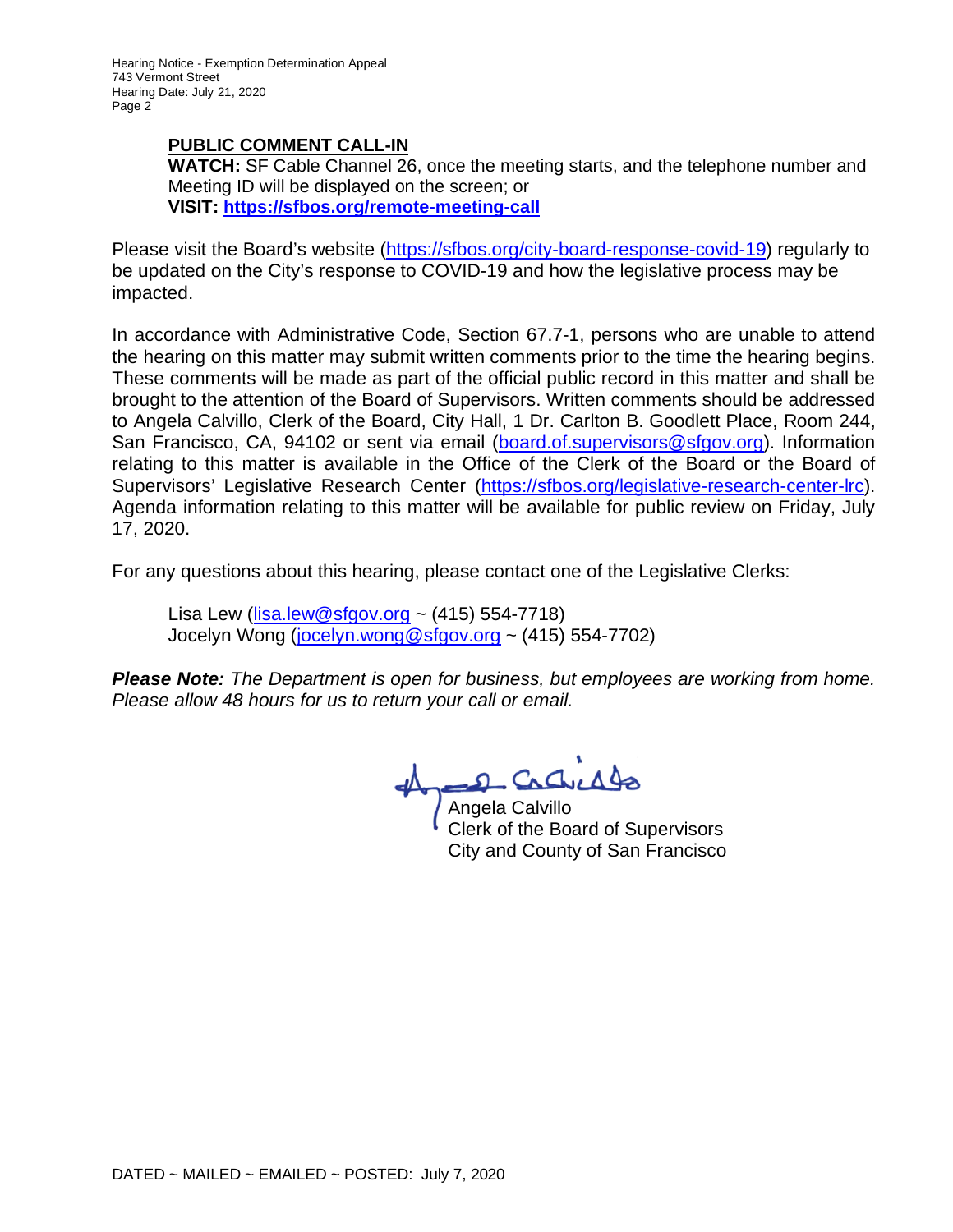**PUBLIC COMMENT CALL-IN**
**WATCH:** SF Cable Channel 26, once the meeting starts, and the telephone number and Meeting ID will be displayed on the screen; or
**VISIT: https://sfbos.org/remote-meeting-call**

Please visit the Board's website (https://sfbos.org/city-board-response-covid-19) regularly to be updated on the City's response to COVID-19 and how the legislative process may be impacted.

In accordance with Administrative Code, Section 67.7-1, persons who are unable to attend the hearing on this matter may submit written comments prior to the time the hearing begins. These comments will be made as part of the official public record in this matter and shall be brought to the attention of the Board of Supervisors. Written comments should be addressed to Angela Calvillo, Clerk of the Board, City Hall, 1 Dr. Carlton B. Goodlett Place, Room 244, San Francisco, CA, 94102 or sent via email (board.of.supervisors@sfgov.org). Information relating to this matter is available in the Office of the Clerk of the Board or the Board of Supervisors' Legislative Research Center (https://sfbos.org/legislative-research-center-lrc). Agenda information relating to this matter will be available for public review on Friday, July 17, 2020.

For any questions about this hearing, please contact one of the Legislative Clerks:

Lisa Lew (lisa.lew@sfgov.org ~ (415) 554-7718)
Jocelyn Wong (jocelyn.wong@sfgov.org ~ (415) 554-7702)

***Please Note:*** *The Department is open for business, but employees are working from home. Please allow 48 hours for us to return your call or email.*

Angela Calvillo
Clerk of the Board of Supervisors
City and County of San Francisco

DATED ~ MAILED ~ EMAILED ~ POSTED: July 7, 2020